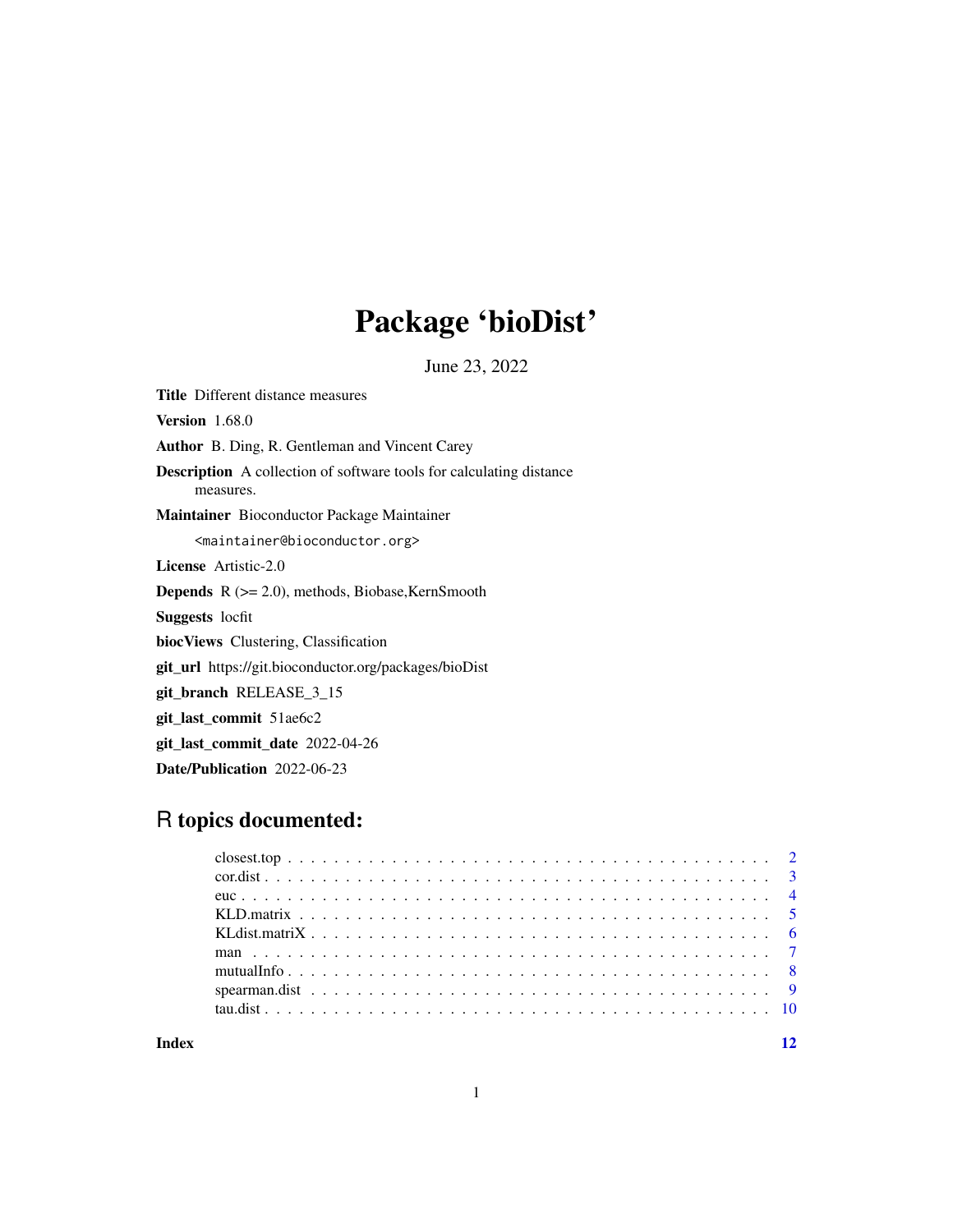# Package 'bioDist'

June 23, 2022

**Title** Different distance measures

**Version** 1.68.0

**Author** B. Ding, R. Gentleman and Vincent Carey

**Description** A collection of software tools for calculating distance measures.

**Maintainer** Bioconductor Package Maintainer <maintainer@bioconductor.org>

**License** Artistic-2.0

**Depends** R (>= 2.0), methods, Biobase,KernSmooth

**Suggests** locfit

**biocViews** Clustering, Classification

**git_url** https://git.bioconductor.org/packages/bioDist

**git_branch** RELEASE_3_15

**git_last_commit** 51ae6c2

**git_last_commit_date** 2022-04-26

**Date/Publication** 2022-06-23

## R topics documented:

- closest.top . . . . . . . . . . . . . . . . . . . . . . . . . . . . . . . . . . . . . . . . . . 2
- cor.dist . . . . . . . . . . . . . . . . . . . . . . . . . . . . . . . . . . . . . . . . . . . . 3
- euc . . . . . . . . . . . . . . . . . . . . . . . . . . . . . . . . . . . . . . . . . . . . . . . 4
- KLD.matrix . . . . . . . . . . . . . . . . . . . . . . . . . . . . . . . . . . . . . . . . . . 5
- KLdist.matriX . . . . . . . . . . . . . . . . . . . . . . . . . . . . . . . . . . . . . . . . 6
- man . . . . . . . . . . . . . . . . . . . . . . . . . . . . . . . . . . . . . . . . . . . . . . 7
- mutualInfo . . . . . . . . . . . . . . . . . . . . . . . . . . . . . . . . . . . . . . . . . . 8
- spearman.dist . . . . . . . . . . . . . . . . . . . . . . . . . . . . . . . . . . . . . . . . 9
- tau.dist . . . . . . . . . . . . . . . . . . . . . . . . . . . . . . . . . . . . . . . . . . . . 10

**Index** **12**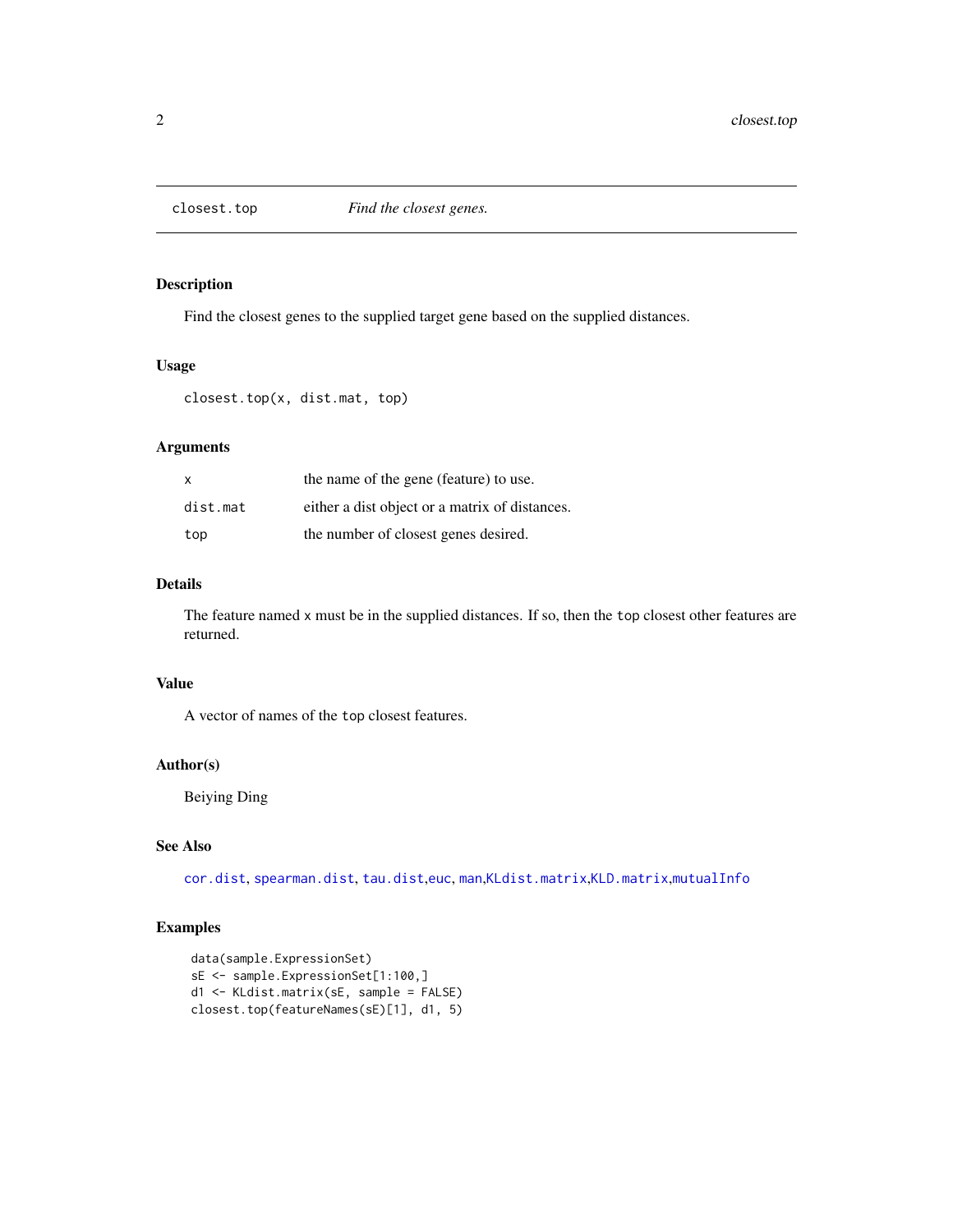## closest.top — *Find the closest genes.*

### Description

Find the closest genes to the supplied target gene based on the supplied distances.

### Usage

```
closest.top(x, dist.mat, top)
```

### Arguments

| | |
|---|---|
| `x` | the name of the gene (feature) to use. |
| `dist.mat` | either a dist object or a matrix of distances. |
| `top` | the number of closest genes desired. |

### Details

The feature named `x` must be in the supplied distances. If so, then the `top` closest other features are returned.

### Value

A vector of names of the `top` closest features.

### Author(s)

Beiying Ding

### See Also

`cor.dist`, `spearman.dist`, `tau.dist`,`euc`, `man`,`KLdist.matrix`,`KLD.matrix`,`mutualInfo`

### Examples

```
data(sample.ExpressionSet)
sE <- sample.ExpressionSet[1:100,]
d1 <- KLdist.matrix(sE, sample = FALSE)
closest.top(featureNames(sE)[1], d1, 5)
```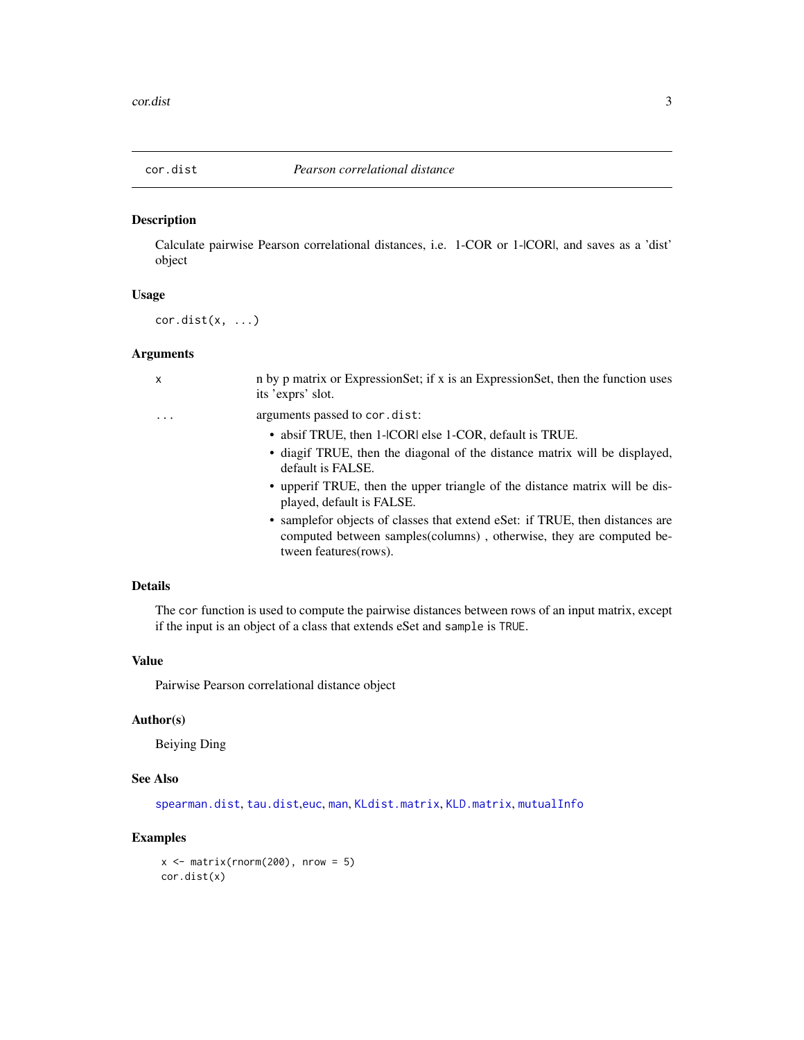## cor.dist *Pearson correlational distance*

### Description

Calculate pairwise Pearson correlational distances, i.e. 1-COR or 1-|COR|, and saves as a 'dist' object

### Usage

```
cor.dist(x, ...)
```

### Arguments

| | |
|---|---|
| x | n by p matrix or ExpressionSet; if x is an ExpressionSet, then the function uses its 'exprs' slot. |
| ... | arguments passed to `cor.dist`:<br>• absif TRUE, then 1-|COR| else 1-COR, default is TRUE.<br>• diagif TRUE, then the diagonal of the distance matrix will be displayed, default is FALSE.<br>• upperif TRUE, then the upper triangle of the distance matrix will be displayed, default is FALSE.<br>• samplefor objects of classes that extend eSet: if TRUE, then distances are computed between samples(columns) , otherwise, they are computed between features(rows). |

### Details

The `cor` function is used to compute the pairwise distances between rows of an input matrix, except if the input is an object of a class that extends eSet and `sample` is `TRUE`.

### Value

Pairwise Pearson correlational distance object

### Author(s)

Beiying Ding

### See Also

`spearman.dist`, `tau.dist`,`euc`, `man`, `KLdist.matrix`, `KLD.matrix`, `mutualInfo`

### Examples

```
x <- matrix(rnorm(200), nrow = 5)
cor.dist(x)
```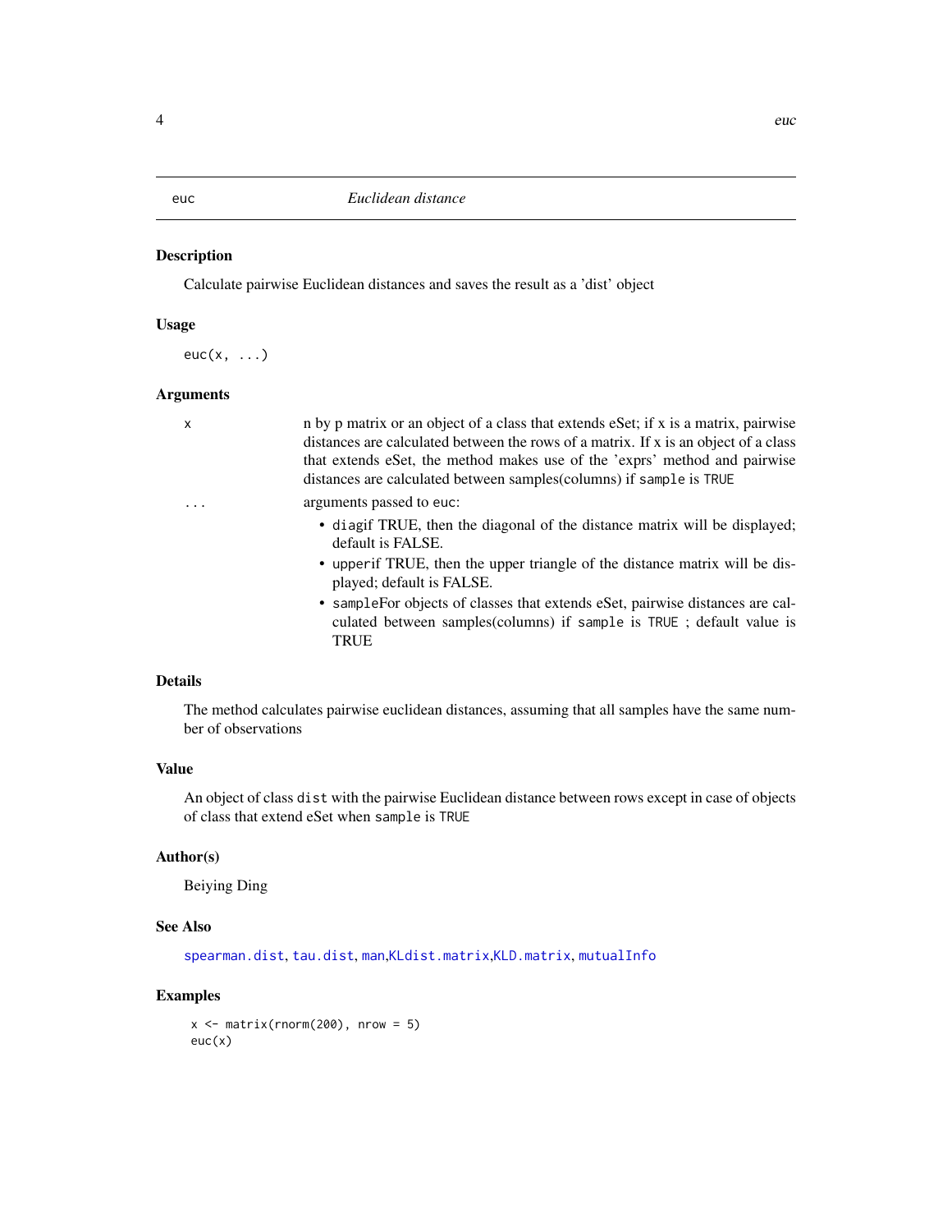euc *Euclidean distance*

## Description

Calculate pairwise Euclidean distances and saves the result as a 'dist' object

## Usage

```
euc(x, ...)
```

## Arguments

| | |
|---|---|
| x | n by p matrix or an object of a class that extends eSet; if x is a matrix, pairwise distances are calculated between the rows of a matrix. If x is an object of a class that extends eSet, the method makes use of the 'exprs' method and pairwise distances are calculated between samples(columns) if `sample` is `TRUE` |
| ... | arguments passed to `euc`: |

- `diag`if TRUE, then the diagonal of the distance matrix will be displayed; default is FALSE.
- `upper`if TRUE, then the upper triangle of the distance matrix will be displayed; default is FALSE.
- `sample`For objects of classes that extends eSet, pairwise distances are calculated between samples(columns) if `sample` is `TRUE` ; default value is TRUE

## Details

The method calculates pairwise euclidean distances, assuming that all samples have the same number of observations

## Value

An object of class `dist` with the pairwise Euclidean distance between rows except in case of objects of class that extend eSet when `sample` is `TRUE`

## Author(s)

Beiying Ding

## See Also

`spearman.dist`, `tau.dist`, `man`,`KLdist.matrix`,`KLD.matrix`, `mutualInfo`

## Examples

```
x <- matrix(rnorm(200), nrow = 5)
euc(x)
```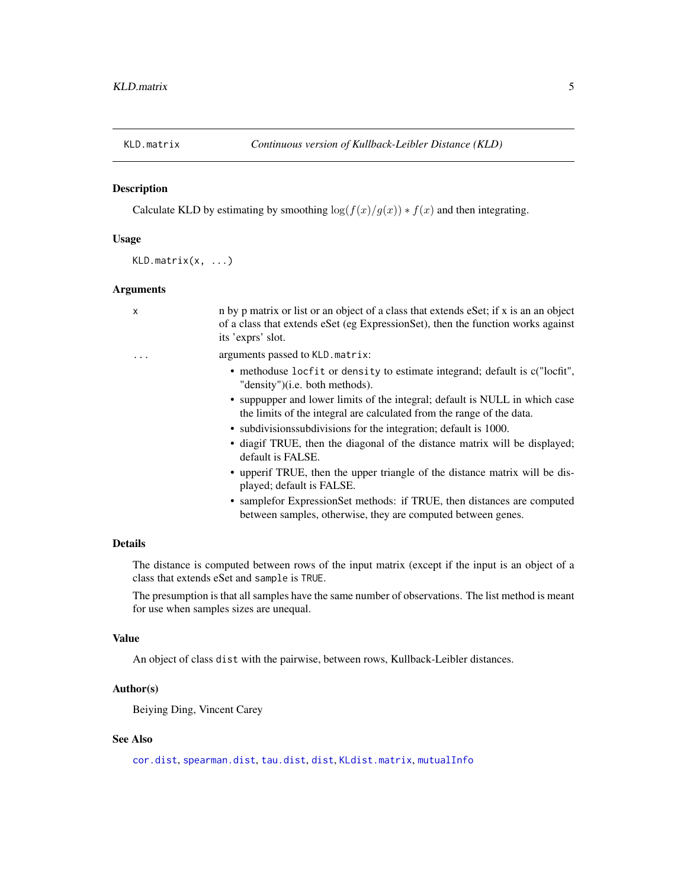KLD.matrix *Continuous version of Kullback-Leibler Distance (KLD)*

## Description

Calculate KLD by estimating by smoothing $\log(f(x)/g(x)) * f(x)$ and then integrating.

## Usage

```
KLD.matrix(x, ...)
```

## Arguments

| | |
|---|---|
| x | n by p matrix or list or an object of a class that extends eSet; if x is an an object of a class that extends eSet (eg ExpressionSet), then the function works against its 'exprs' slot. |
| ... | arguments passed to `KLD.matrix`: |

- methoduse `locfit` or `density` to estimate integrand; default is c("locfit", "density")(i.e. both methods).
- suppupper and lower limits of the integral; default is NULL in which case the limits of the integral are calculated from the range of the data.
- subdivisionssubdivisions for the integration; default is 1000.
- diagif TRUE, then the diagonal of the distance matrix will be displayed; default is FALSE.
- upperif TRUE, then the upper triangle of the distance matrix will be displayed; default is FALSE.
- samplefor ExpressionSet methods: if TRUE, then distances are computed between samples, otherwise, they are computed between genes.

## Details

The distance is computed between rows of the input matrix (except if the input is an object of a class that extends eSet and `sample` is `TRUE`.

The presumption is that all samples have the same number of observations. The list method is meant for use when samples sizes are unequal.

## Value

An object of class `dist` with the pairwise, between rows, Kullback-Leibler distances.

## Author(s)

Beiying Ding, Vincent Carey

## See Also

`cor.dist`, `spearman.dist`, `tau.dist`, `dist`, `KLdist.matrix`, `mutualInfo`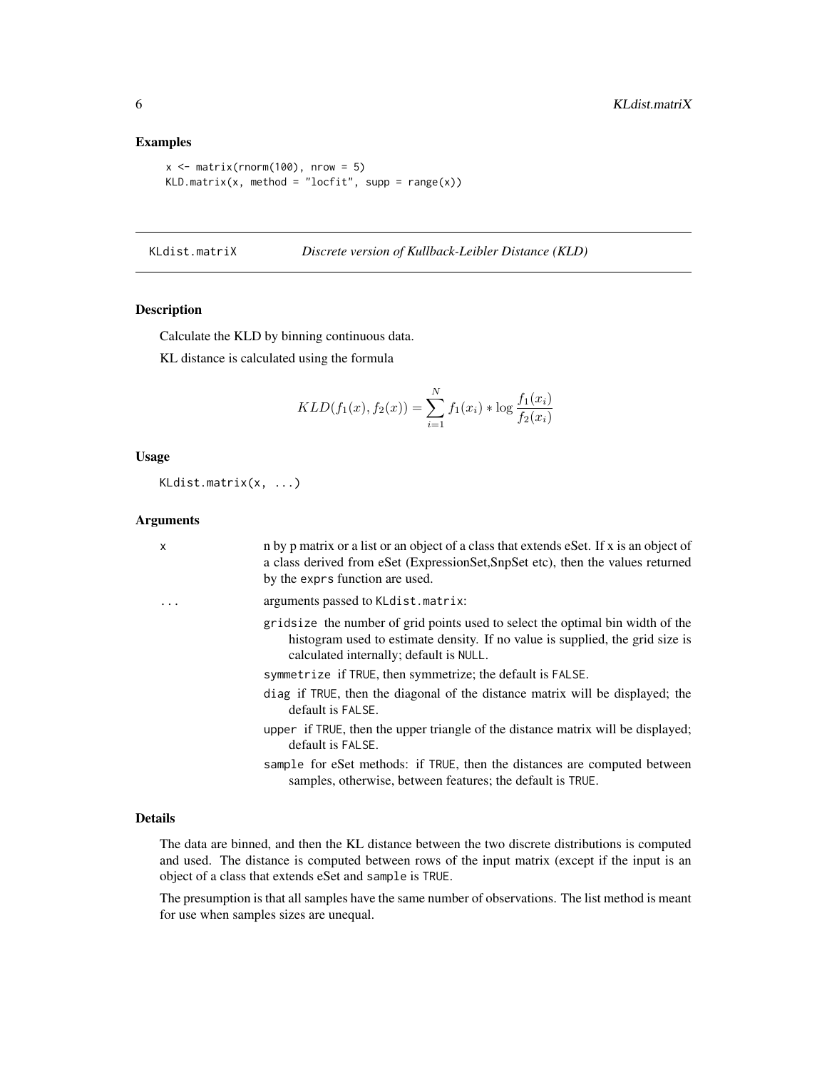## Examples

```
x <- matrix(rnorm(100), nrow = 5)
KLD.matrix(x, method = "locfit", supp = range(x))
```

---

KLdist.matriX — *Discrete version of Kullback-Leibler Distance (KLD)*

---

### Description

Calculate the KLD by binning continuous data.

KL distance is calculated using the formula

$$KLD(f_1(x), f_2(x)) = \sum_{i=1}^{N} f_1(x_i) * \log \frac{f_1(x_i)}{f_2(x_i)}$$

### Usage

```
KLdist.matrix(x, ...)
```

### Arguments

- `x` — n by p matrix or a list or an object of a class that extends eSet. If x is an object of a class derived from eSet (ExpressionSet,SnpSet etc), then the values returned by the `exprs` function are used.
- `...` — arguments passed to `KLdist.matrix`:
  - `gridsize` the number of grid points used to select the optimal bin width of the histogram used to estimate density. If no value is supplied, the grid size is calculated internally; default is `NULL`.
  - `symmetrize` if `TRUE`, then symmetrize; the default is `FALSE`.
  - `diag` if `TRUE`, then the diagonal of the distance matrix will be displayed; the default is `FALSE`.
  - `upper` if `TRUE`, then the upper triangle of the distance matrix will be displayed; default is `FALSE`.
  - `sample` for eSet methods: if `TRUE`, then the distances are computed between samples, otherwise, between features; the default is `TRUE`.

### Details

The data are binned, and then the KL distance between the two discrete distributions is computed and used. The distance is computed between rows of the input matrix (except if the input is an object of a class that extends eSet and `sample` is `TRUE`.

The presumption is that all samples have the same number of observations. The list method is meant for use when samples sizes are unequal.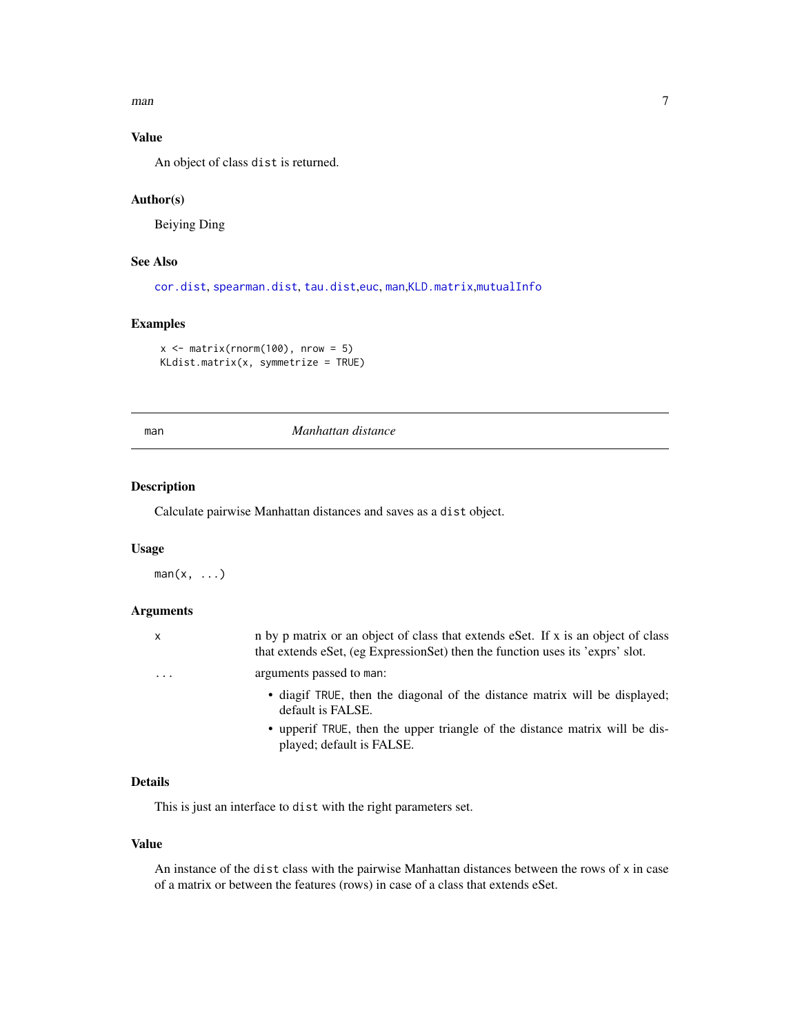### Value

An object of class `dist` is returned.

### Author(s)

Beiying Ding

### See Also

`cor.dist`, `spearman.dist`, `tau.dist`,`euc`, `man`,`KLD.matrix`,`mutualInfo`

### Examples

```
x <- matrix(rnorm(100), nrow = 5)
KLdist.matrix(x, symmetrize = TRUE)
```

---

## `man` *Manhattan distance*

---

### Description

Calculate pairwise Manhattan distances and saves as a `dist` object.

### Usage

```
man(x, ...)
```

### Arguments

| | |
|---|---|
| `x` | n by p matrix or an object of class that extends eSet. If x is an object of class that extends eSet, (eg ExpressionSet) then the function uses its 'exprs' slot. |
| `...` | arguments passed to `man`:<br>• diagif `TRUE`, then the diagonal of the distance matrix will be displayed; default is FALSE.<br>• upperif `TRUE`, then the upper triangle of the distance matrix will be displayed; default is FALSE. |

### Details

This is just an interface to `dist` with the right parameters set.

### Value

An instance of the `dist` class with the pairwise Manhattan distances between the rows of `x` in case of a matrix or between the features (rows) in case of a class that extends eSet.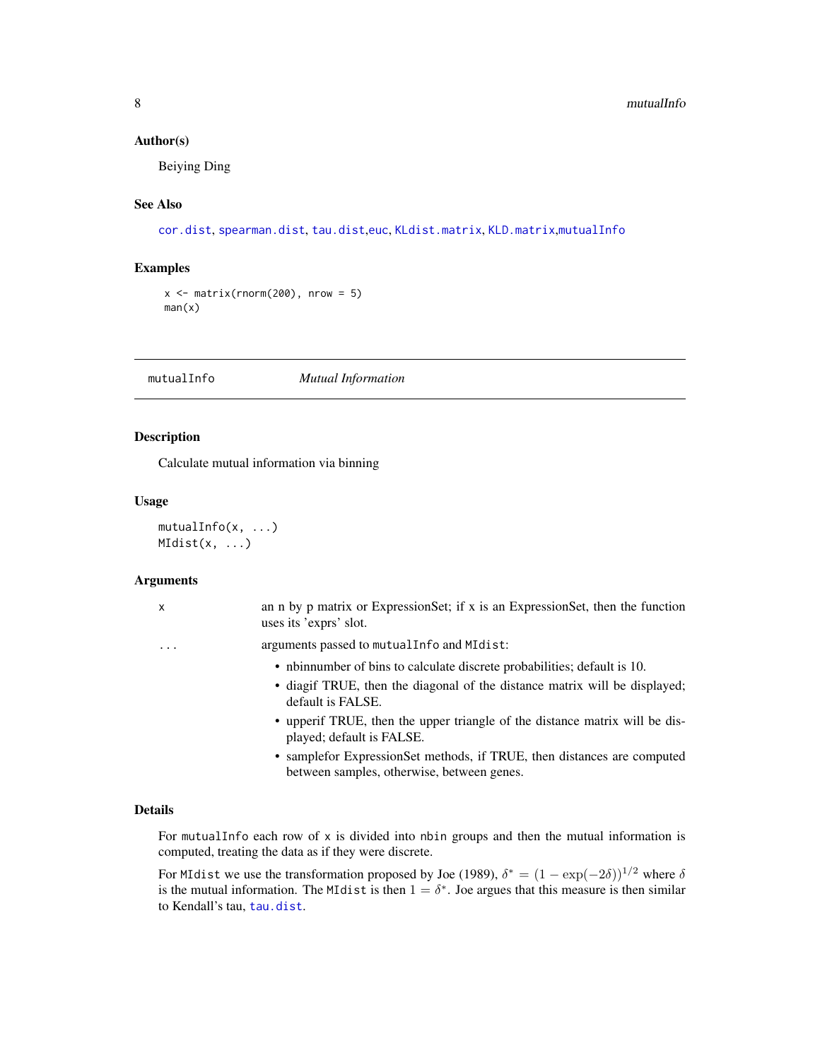## Author(s)

Beiying Ding

## See Also

cor.dist, spearman.dist, tau.dist,euc, KLdist.matrix, KLD.matrix,mutualInfo

## Examples

```
x <- matrix(rnorm(200), nrow = 5)
man(x)
```

---

# mutualInfo *Mutual Information*

## Description

Calculate mutual information via binning

## Usage

```
mutualInfo(x, ...)
MIdist(x, ...)
```

## Arguments

| | |
|---|---|
| x | an n by p matrix or ExpressionSet; if x is an ExpressionSet, then the function uses its 'exprs' slot. |
| ... | arguments passed to mutualInfo and MIdist:<br>• nbinnumber of bins to calculate discrete probabilities; default is 10.<br>• diagif TRUE, then the diagonal of the distance matrix will be displayed; default is FALSE.<br>• upperif TRUE, then the upper triangle of the distance matrix will be displayed; default is FALSE.<br>• samplefor ExpressionSet methods, if TRUE, then distances are computed between samples, otherwise, between genes. |

## Details

For mutualInfo each row of x is divided into nbin groups and then the mutual information is computed, treating the data as if they were discrete.

For MIdist we use the transformation proposed by Joe (1989), $\delta^* = (1 - \exp(-2\delta))^{1/2}$ where $\delta$ is the mutual information. The MIdist is then $1 = \delta^*$. Joe argues that this measure is then similar to Kendall's tau, tau.dist.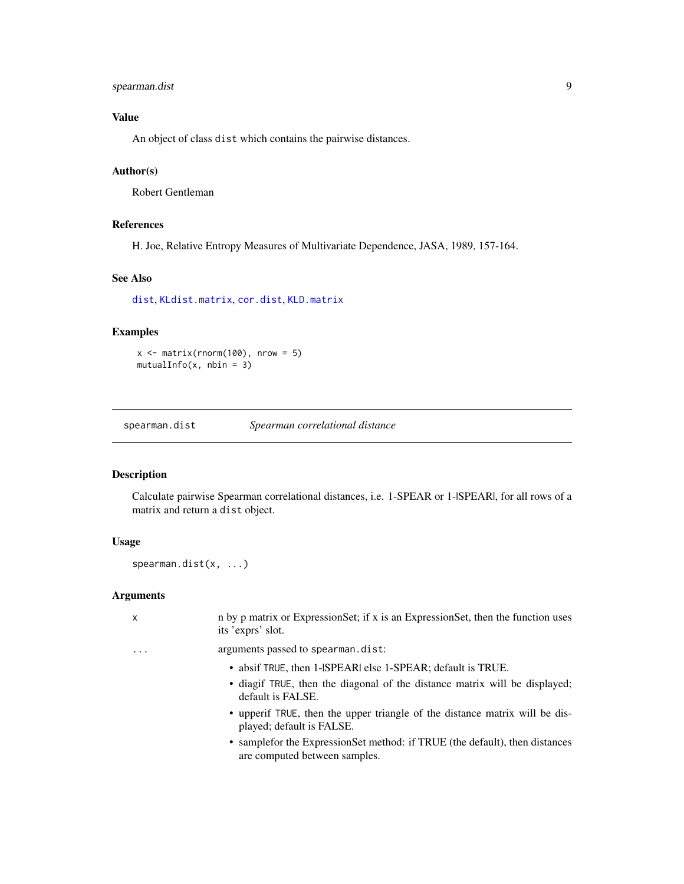### Value

An object of class `dist` which contains the pairwise distances.

### Author(s)

Robert Gentleman

### References

H. Joe, Relative Entropy Measures of Multivariate Dependence, JASA, 1989, 157-164.

### See Also

`dist`, `KLdist.matrix`, `cor.dist`, `KLD.matrix`

### Examples

```
x <- matrix(rnorm(100), nrow = 5)
mutualInfo(x, nbin = 3)
```

---

## spearman.dist — *Spearman correlational distance*

---

### Description

Calculate pairwise Spearman correlational distances, i.e. 1-SPEAR or 1-|SPEAR|, for all rows of a matrix and return a `dist` object.

### Usage

```
spearman.dist(x, ...)
```

### Arguments

| | |
|---|---|
| x | n by p matrix or ExpressionSet; if x is an ExpressionSet, then the function uses its 'exprs' slot. |
| ... | arguments passed to `spearman.dist`:<br>• absif `TRUE`, then 1-|SPEAR| else 1-SPEAR; default is TRUE.<br>• diagif `TRUE`, then the diagonal of the distance matrix will be displayed; default is FALSE.<br>• upperif `TRUE`, then the upper triangle of the distance matrix will be displayed; default is FALSE.<br>• samplefor the ExpressionSet method: if TRUE (the default), then distances are computed between samples. |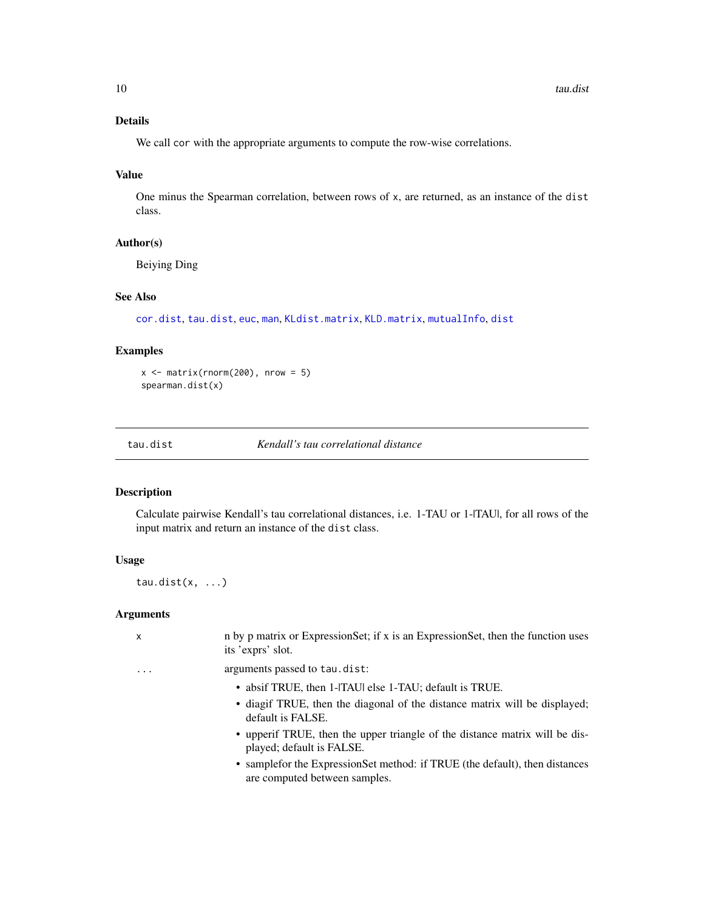### Details

We call `cor` with the appropriate arguments to compute the row-wise correlations.

### Value

One minus the Spearman correlation, between rows of `x`, are returned, as an instance of the `dist` class.

### Author(s)

Beiying Ding

### See Also

`cor.dist`, `tau.dist`, `euc`, `man`, `KLdist.matrix`, `KLD.matrix`, `mutualInfo`, `dist`

### Examples

```
x <- matrix(rnorm(200), nrow = 5)
spearman.dist(x)
```

---

## tau.dist — *Kendall's tau correlational distance*

---

### Description

Calculate pairwise Kendall's tau correlational distances, i.e. 1-TAU or 1-|TAU|, for all rows of the input matrix and return an instance of the `dist` class.

### Usage

```
tau.dist(x, ...)
```

### Arguments

| | |
|---|---|
| `x` | n by p matrix or ExpressionSet; if x is an ExpressionSet, then the function uses its 'exprs' slot. |
| `...` | arguments passed to `tau.dist`:<br>• absif TRUE, then 1-\|TAU\| else 1-TAU; default is TRUE.<br>• diagif TRUE, then the diagonal of the distance matrix will be displayed; default is FALSE.<br>• upperif TRUE, then the upper triangle of the distance matrix will be displayed; default is FALSE.<br>• samplefor the ExpressionSet method: if TRUE (the default), then distances are computed between samples. |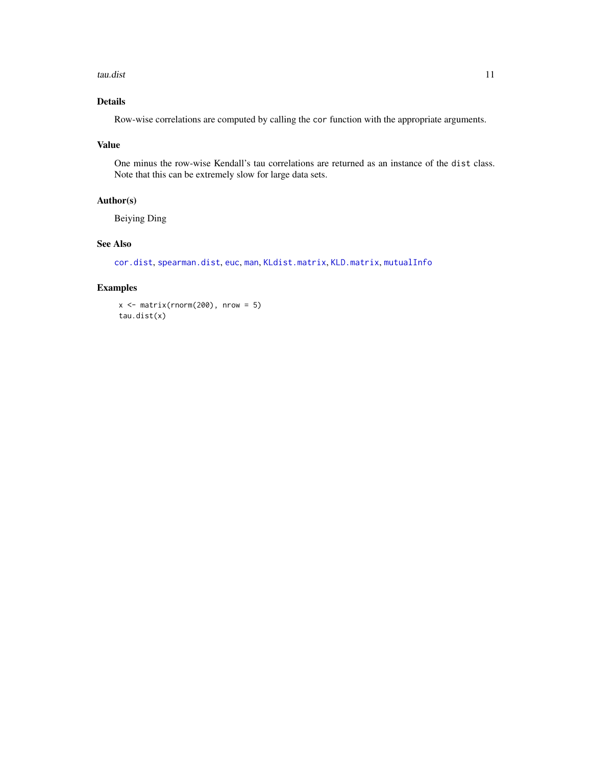## Details

Row-wise correlations are computed by calling the `cor` function with the appropriate arguments.

## Value

One minus the row-wise Kendall's tau correlations are returned as an instance of the `dist` class. Note that this can be extremely slow for large data sets.

## Author(s)

Beiying Ding

## See Also

`cor.dist`, `spearman.dist`, `euc`, `man`, `KLdist.matrix`, `KLD.matrix`, `mutualInfo`

## Examples

```
x <- matrix(rnorm(200), nrow = 5)
tau.dist(x)
```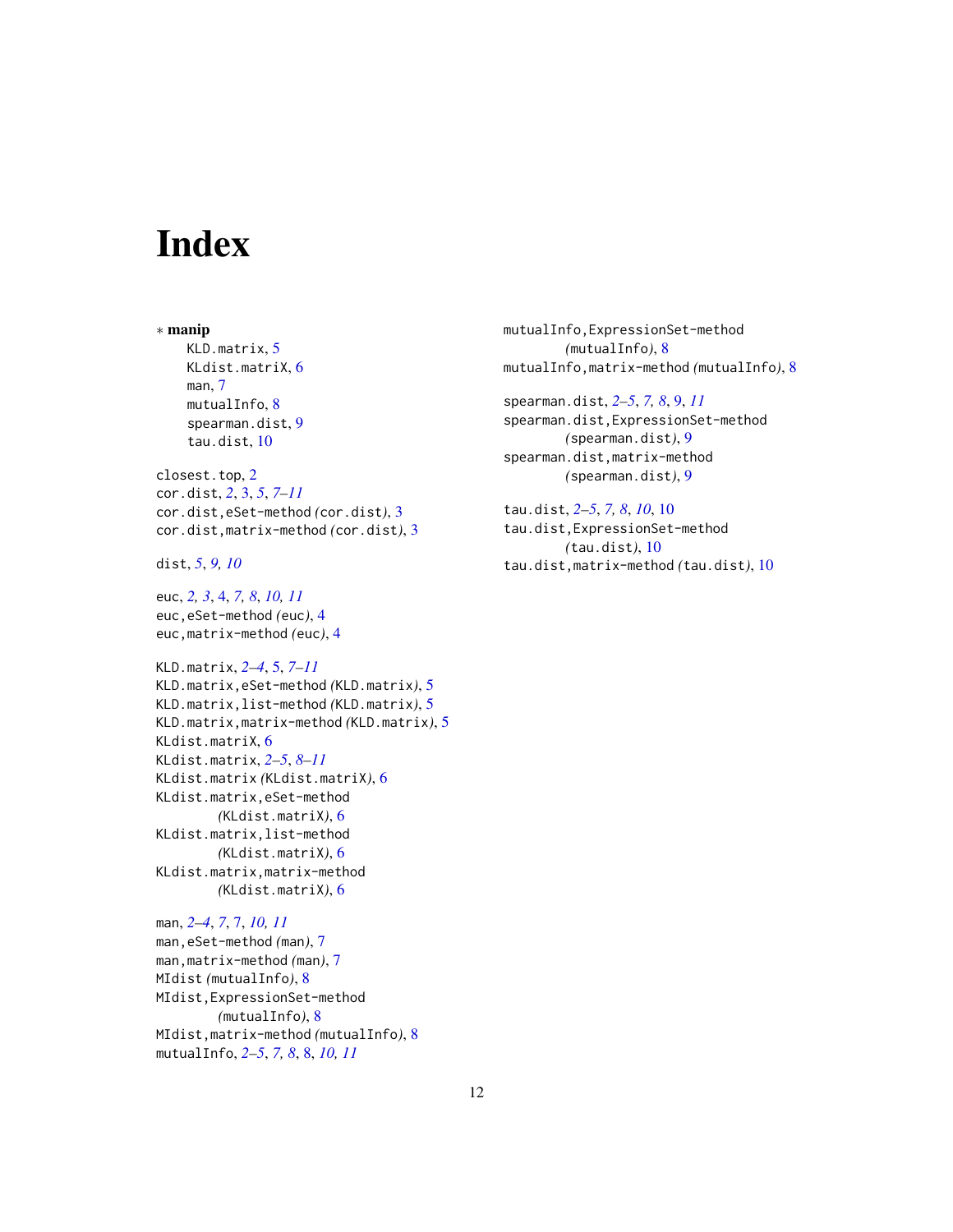# Index

∗ **manip**
KLD.matrix, 5
KLdist.matriX, 6
man, 7
mutualInfo, 8
spearman.dist, 9
tau.dist, 10

closest.top, 2
cor.dist, *2*, 3, *5*, *7–11*
cor.dist,eSet-method *(*cor.dist*)*, 3
cor.dist,matrix-method *(*cor.dist*)*, 3

dist, *5*, *9, 10*

euc, *2, 3*, 4, *7, 8*, *10, 11*
euc,eSet-method *(*euc*)*, 4
euc,matrix-method *(*euc*)*, 4

KLD.matrix, *2–4*, 5, *7–11*
KLD.matrix,eSet-method *(*KLD.matrix*)*, 5
KLD.matrix,list-method *(*KLD.matrix*)*, 5
KLD.matrix,matrix-method *(*KLD.matrix*)*, 5
KLdist.matriX, 6
KLdist.matrix, *2–5*, *8–11*
KLdist.matrix *(*KLdist.matriX*)*, 6
KLdist.matrix,eSet-method *(*KLdist.matriX*)*, 6
KLdist.matrix,list-method *(*KLdist.matriX*)*, 6
KLdist.matrix,matrix-method *(*KLdist.matriX*)*, 6

man, *2–4*, *7*, 7, *10, 11*
man,eSet-method *(*man*)*, 7
man,matrix-method *(*man*)*, 7
MIdist *(*mutualInfo*)*, 8
MIdist,ExpressionSet-method *(*mutualInfo*)*, 8
MIdist,matrix-method *(*mutualInfo*)*, 8
mutualInfo, *2–5*, *7, 8*, 8, *10, 11*
mutualInfo,ExpressionSet-method *(*mutualInfo*)*, 8
mutualInfo,matrix-method *(*mutualInfo*)*, 8

spearman.dist, *2–5*, *7, 8*, 9, *11*
spearman.dist,ExpressionSet-method *(*spearman.dist*)*, 9
spearman.dist,matrix-method *(*spearman.dist*)*, 9

tau.dist, *2–5*, *7, 8*, *10*, 10
tau.dist,ExpressionSet-method *(*tau.dist*)*, 10
tau.dist,matrix-method *(*tau.dist*)*, 10